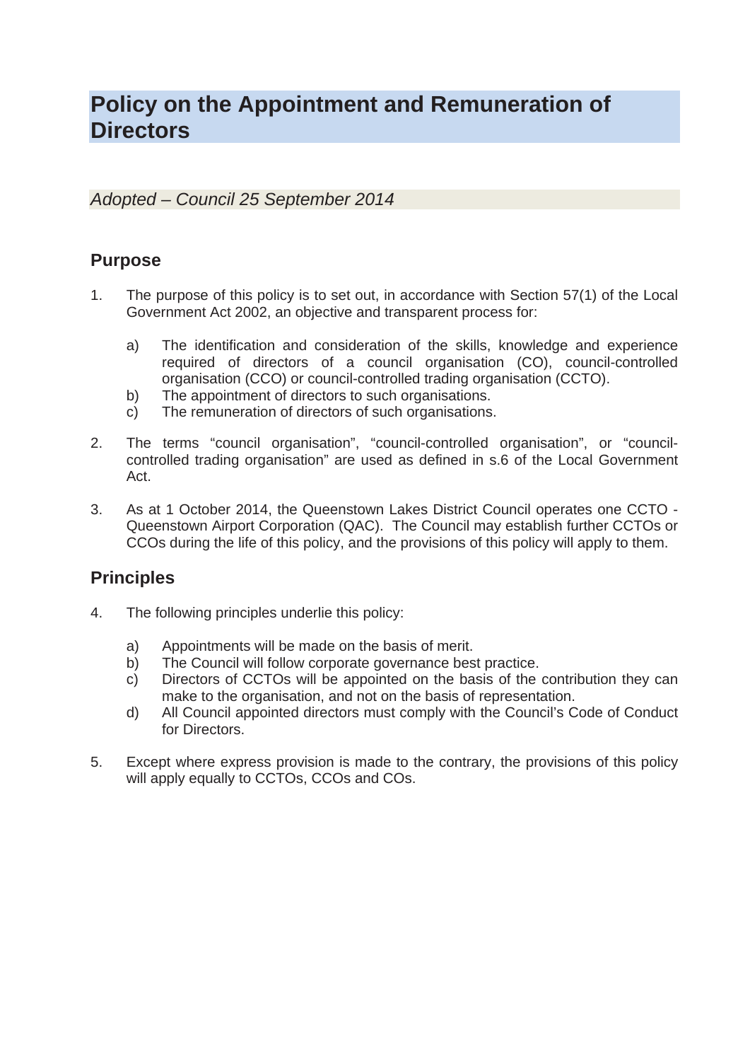# Policy on the Appointment and Remuneration of Directors

*Adopted – Council 25 September 2014*

## Purpose

1. The purpose of this policy is to set out, in accordance with Section 57(1) of the Local Government Act 2002, an objective and transparent process for:

    a) The identification and consideration of the skills, knowledge and experience required of directors of a council organisation (CO), council-controlled organisation (CCO) or council-controlled trading organisation (CCTO).
    b) The appointment of directors to such organisations.
    c) The remuneration of directors of such organisations.

2. The terms "council organisation", "council-controlled organisation", or "council-controlled trading organisation" are used as defined in s.6 of the Local Government Act.

3. As at 1 October 2014, the Queenstown Lakes District Council operates one CCTO - Queenstown Airport Corporation (QAC). The Council may establish further CCTOs or CCOs during the life of this policy, and the provisions of this policy will apply to them.

## Principles

4. The following principles underlie this policy:

    a) Appointments will be made on the basis of merit.
    b) The Council will follow corporate governance best practice.
    c) Directors of CCTOs will be appointed on the basis of the contribution they can make to the organisation, and not on the basis of representation.
    d) All Council appointed directors must comply with the Council's Code of Conduct for Directors.

5. Except where express provision is made to the contrary, the provisions of this policy will apply equally to CCTOs, CCOs and COs.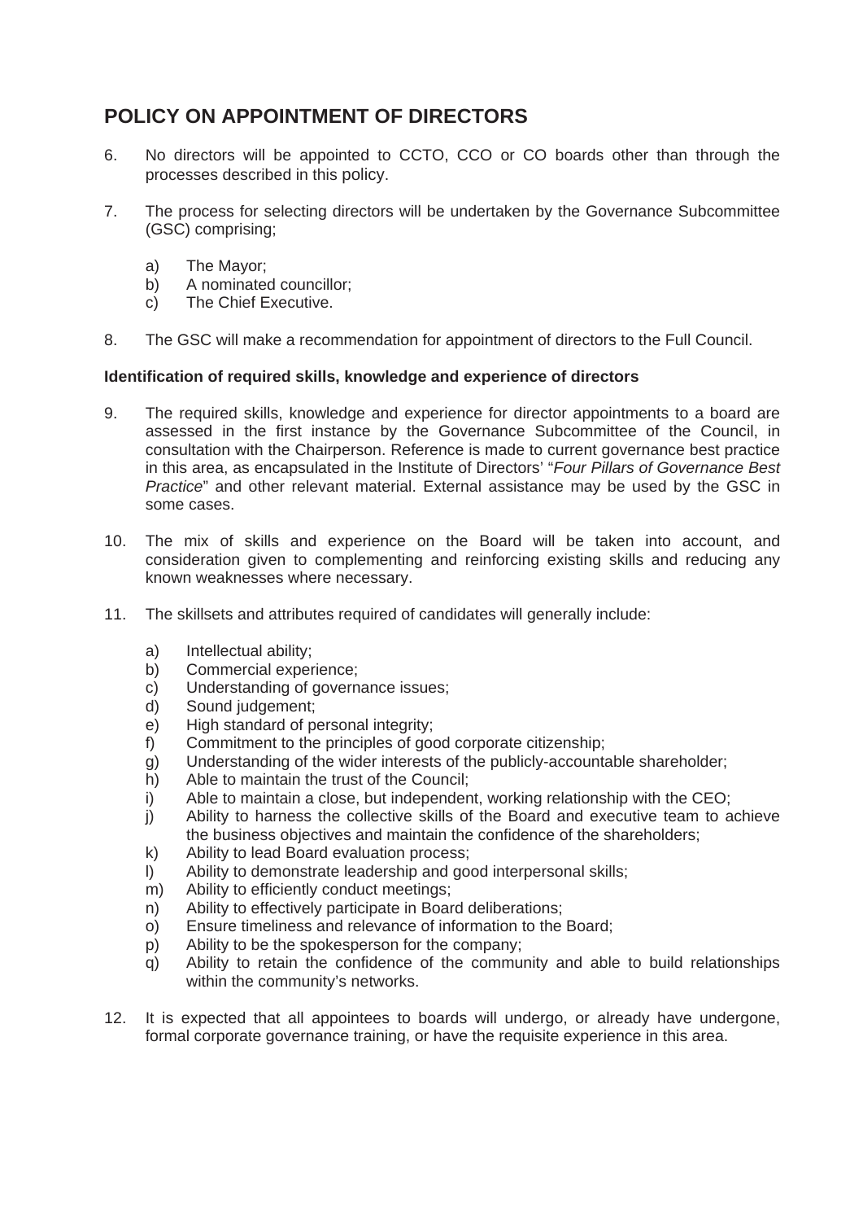## POLICY ON APPOINTMENT OF DIRECTORS

6. No directors will be appointed to CCTO, CCO or CO boards other than through the processes described in this policy.

7. The process for selecting directors will be undertaken by the Governance Subcommittee (GSC) comprising;

   a) The Mayor;
   b) A nominated councillor;
   c) The Chief Executive.

8. The GSC will make a recommendation for appointment of directors to the Full Council.

**Identification of required skills, knowledge and experience of directors**

9. The required skills, knowledge and experience for director appointments to a board are assessed in the first instance by the Governance Subcommittee of the Council, in consultation with the Chairperson. Reference is made to current governance best practice in this area, as encapsulated in the Institute of Directors' "*Four Pillars of Governance Best Practice*" and other relevant material. External assistance may be used by the GSC in some cases.

10. The mix of skills and experience on the Board will be taken into account, and consideration given to complementing and reinforcing existing skills and reducing any known weaknesses where necessary.

11. The skillsets and attributes required of candidates will generally include:

    a) Intellectual ability;
    b) Commercial experience;
    c) Understanding of governance issues;
    d) Sound judgement;
    e) High standard of personal integrity;
    f) Commitment to the principles of good corporate citizenship;
    g) Understanding of the wider interests of the publicly-accountable shareholder;
    h) Able to maintain the trust of the Council;
    i) Able to maintain a close, but independent, working relationship with the CEO;
    j) Ability to harness the collective skills of the Board and executive team to achieve the business objectives and maintain the confidence of the shareholders;
    k) Ability to lead Board evaluation process;
    l) Ability to demonstrate leadership and good interpersonal skills;
    m) Ability to efficiently conduct meetings;
    n) Ability to effectively participate in Board deliberations;
    o) Ensure timeliness and relevance of information to the Board;
    p) Ability to be the spokesperson for the company;
    q) Ability to retain the confidence of the community and able to build relationships within the community's networks.

12. It is expected that all appointees to boards will undergo, or already have undergone, formal corporate governance training, or have the requisite experience in this area.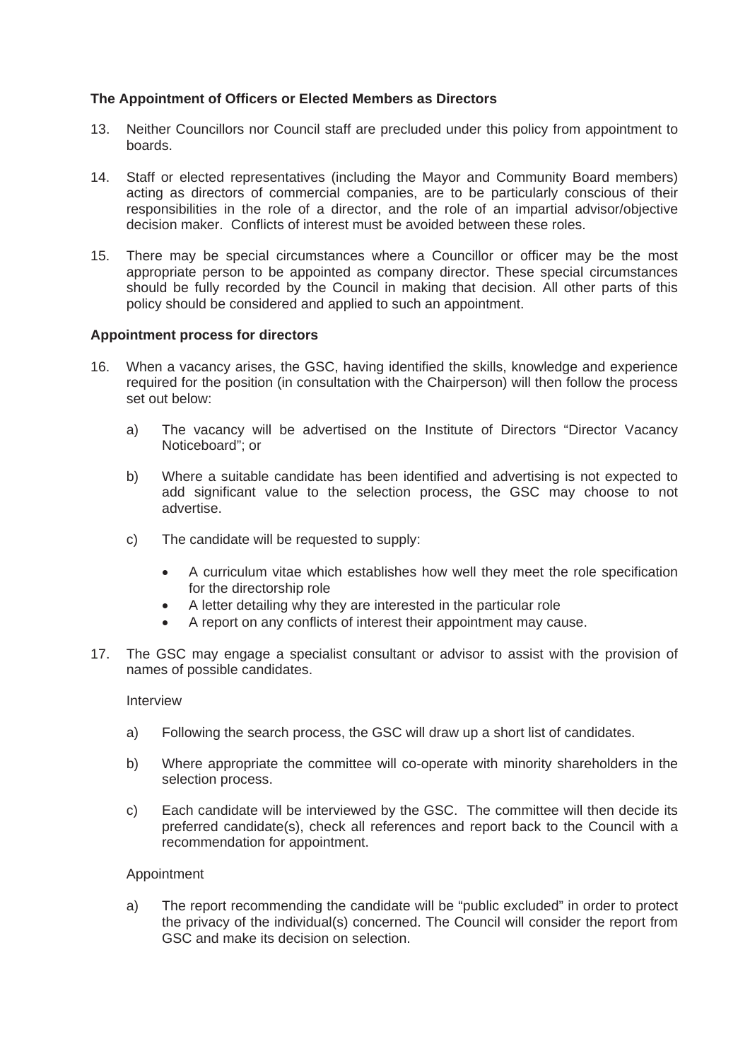**The Appointment of Officers or Elected Members as Directors**

13. Neither Councillors nor Council staff are precluded under this policy from appointment to boards.

14. Staff or elected representatives (including the Mayor and Community Board members) acting as directors of commercial companies, are to be particularly conscious of their responsibilities in the role of a director, and the role of an impartial advisor/objective decision maker. Conflicts of interest must be avoided between these roles.

15. There may be special circumstances where a Councillor or officer may be the most appropriate person to be appointed as company director. These special circumstances should be fully recorded by the Council in making that decision. All other parts of this policy should be considered and applied to such an appointment.

**Appointment process for directors**

16. When a vacancy arises, the GSC, having identified the skills, knowledge and experience required for the position (in consultation with the Chairperson) will then follow the process set out below:

    a) The vacancy will be advertised on the Institute of Directors "Director Vacancy Noticeboard"; or

    b) Where a suitable candidate has been identified and advertising is not expected to add significant value to the selection process, the GSC may choose to not advertise.

    c) The candidate will be requested to supply:

    - A curriculum vitae which establishes how well they meet the role specification for the directorship role
    - A letter detailing why they are interested in the particular role
    - A report on any conflicts of interest their appointment may cause.

17. The GSC may engage a specialist consultant or advisor to assist with the provision of names of possible candidates.

    Interview

    a) Following the search process, the GSC will draw up a short list of candidates.

    b) Where appropriate the committee will co-operate with minority shareholders in the selection process.

    c) Each candidate will be interviewed by the GSC. The committee will then decide its preferred candidate(s), check all references and report back to the Council with a recommendation for appointment.

    Appointment

    a) The report recommending the candidate will be "public excluded" in order to protect the privacy of the individual(s) concerned. The Council will consider the report from GSC and make its decision on selection.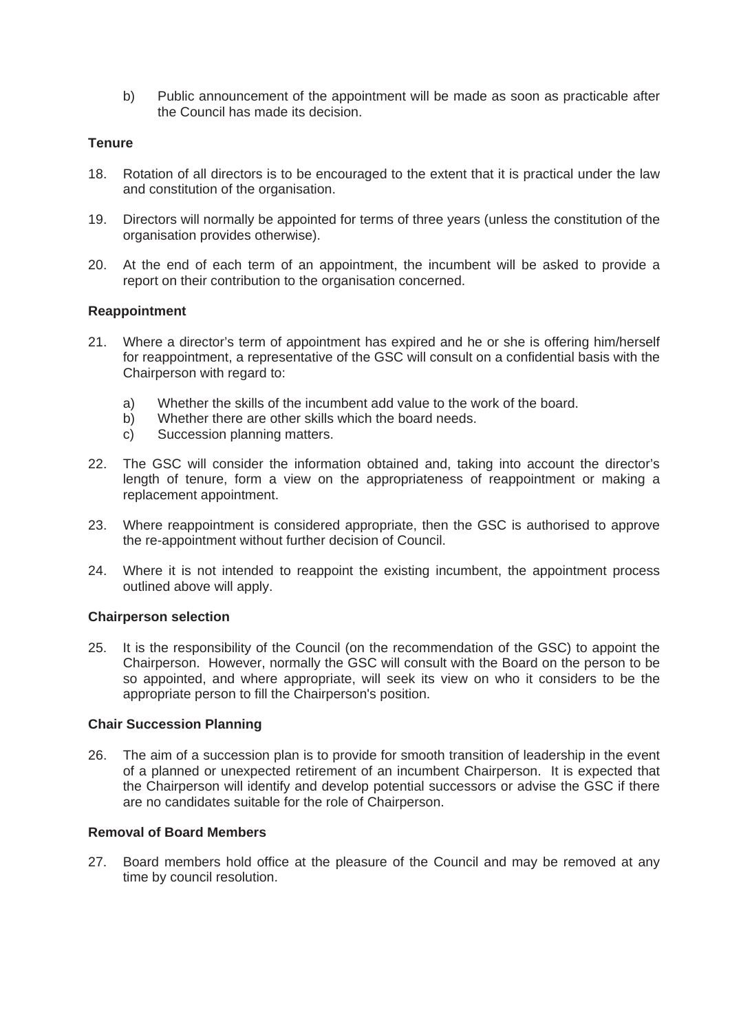b) Public announcement of the appointment will be made as soon as practicable after the Council has made its decision.

**Tenure**

18. Rotation of all directors is to be encouraged to the extent that it is practical under the law and constitution of the organisation.

19. Directors will normally be appointed for terms of three years (unless the constitution of the organisation provides otherwise).

20. At the end of each term of an appointment, the incumbent will be asked to provide a report on their contribution to the organisation concerned.

**Reappointment**

21. Where a director's term of appointment has expired and he or she is offering him/herself for reappointment, a representative of the GSC will consult on a confidential basis with the Chairperson with regard to:

    a) Whether the skills of the incumbent add value to the work of the board.
    b) Whether there are other skills which the board needs.
    c) Succession planning matters.

22. The GSC will consider the information obtained and, taking into account the director's length of tenure, form a view on the appropriateness of reappointment or making a replacement appointment.

23. Where reappointment is considered appropriate, then the GSC is authorised to approve the re-appointment without further decision of Council.

24. Where it is not intended to reappoint the existing incumbent, the appointment process outlined above will apply.

**Chairperson selection**

25. It is the responsibility of the Council (on the recommendation of the GSC) to appoint the Chairperson. However, normally the GSC will consult with the Board on the person to be so appointed, and where appropriate, will seek its view on who it considers to be the appropriate person to fill the Chairperson's position.

**Chair Succession Planning**

26. The aim of a succession plan is to provide for smooth transition of leadership in the event of a planned or unexpected retirement of an incumbent Chairperson. It is expected that the Chairperson will identify and develop potential successors or advise the GSC if there are no candidates suitable for the role of Chairperson.

**Removal of Board Members**

27. Board members hold office at the pleasure of the Council and may be removed at any time by council resolution.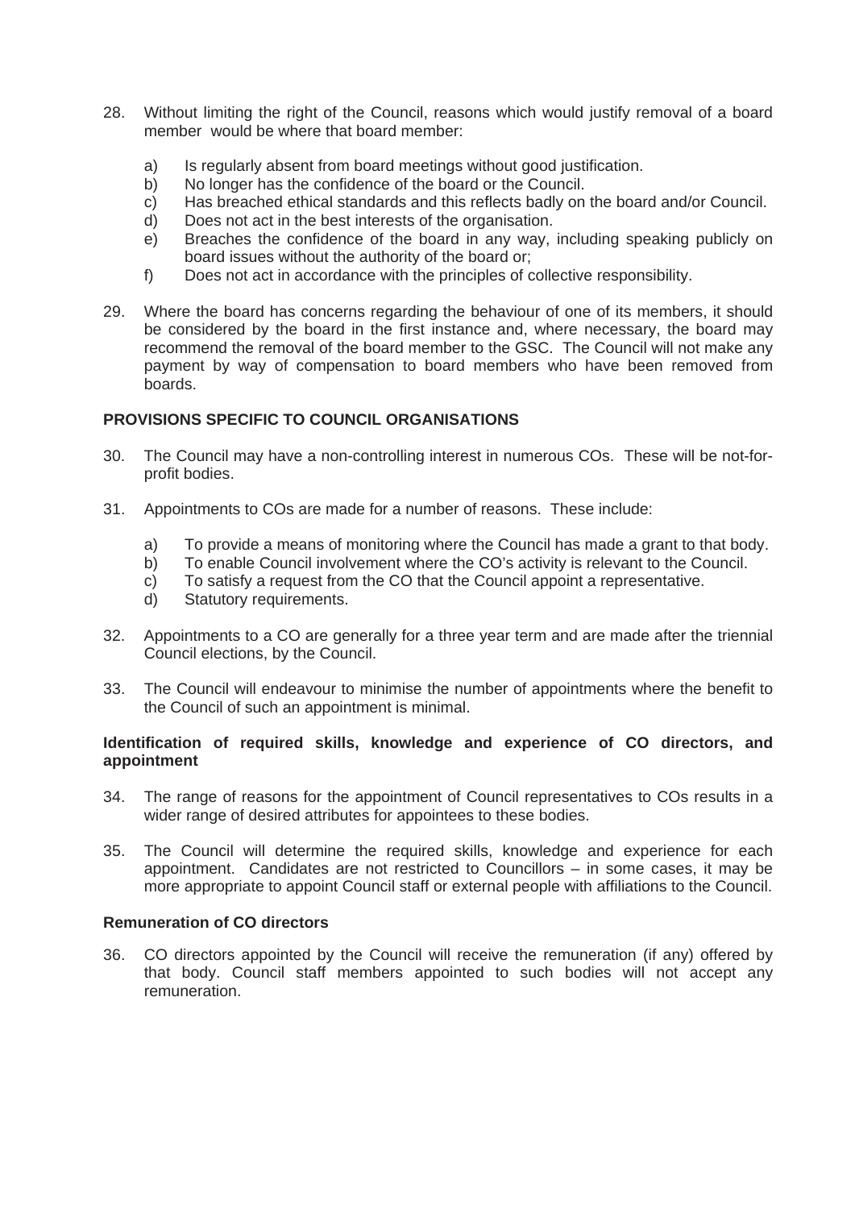28. Without limiting the right of the Council, reasons which would justify removal of a board member would be where that board member:

    a) Is regularly absent from board meetings without good justification.
    b) No longer has the confidence of the board or the Council.
    c) Has breached ethical standards and this reflects badly on the board and/or Council.
    d) Does not act in the best interests of the organisation.
    e) Breaches the confidence of the board in any way, including speaking publicly on board issues without the authority of the board or;
    f) Does not act in accordance with the principles of collective responsibility.

29. Where the board has concerns regarding the behaviour of one of its members, it should be considered by the board in the first instance and, where necessary, the board may recommend the removal of the board member to the GSC. The Council will not make any payment by way of compensation to board members who have been removed from boards.

**PROVISIONS SPECIFIC TO COUNCIL ORGANISATIONS**

30. The Council may have a non-controlling interest in numerous COs. These will be not-for-profit bodies.

31. Appointments to COs are made for a number of reasons. These include:

    a) To provide a means of monitoring where the Council has made a grant to that body.
    b) To enable Council involvement where the CO's activity is relevant to the Council.
    c) To satisfy a request from the CO that the Council appoint a representative.
    d) Statutory requirements.

32. Appointments to a CO are generally for a three year term and are made after the triennial Council elections, by the Council.

33. The Council will endeavour to minimise the number of appointments where the benefit to the Council of such an appointment is minimal.

**Identification of required skills, knowledge and experience of CO directors, and appointment**

34. The range of reasons for the appointment of Council representatives to COs results in a wider range of desired attributes for appointees to these bodies.

35. The Council will determine the required skills, knowledge and experience for each appointment. Candidates are not restricted to Councillors – in some cases, it may be more appropriate to appoint Council staff or external people with affiliations to the Council.

**Remuneration of CO directors**

36. CO directors appointed by the Council will receive the remuneration (if any) offered by that body. Council staff members appointed to such bodies will not accept any remuneration.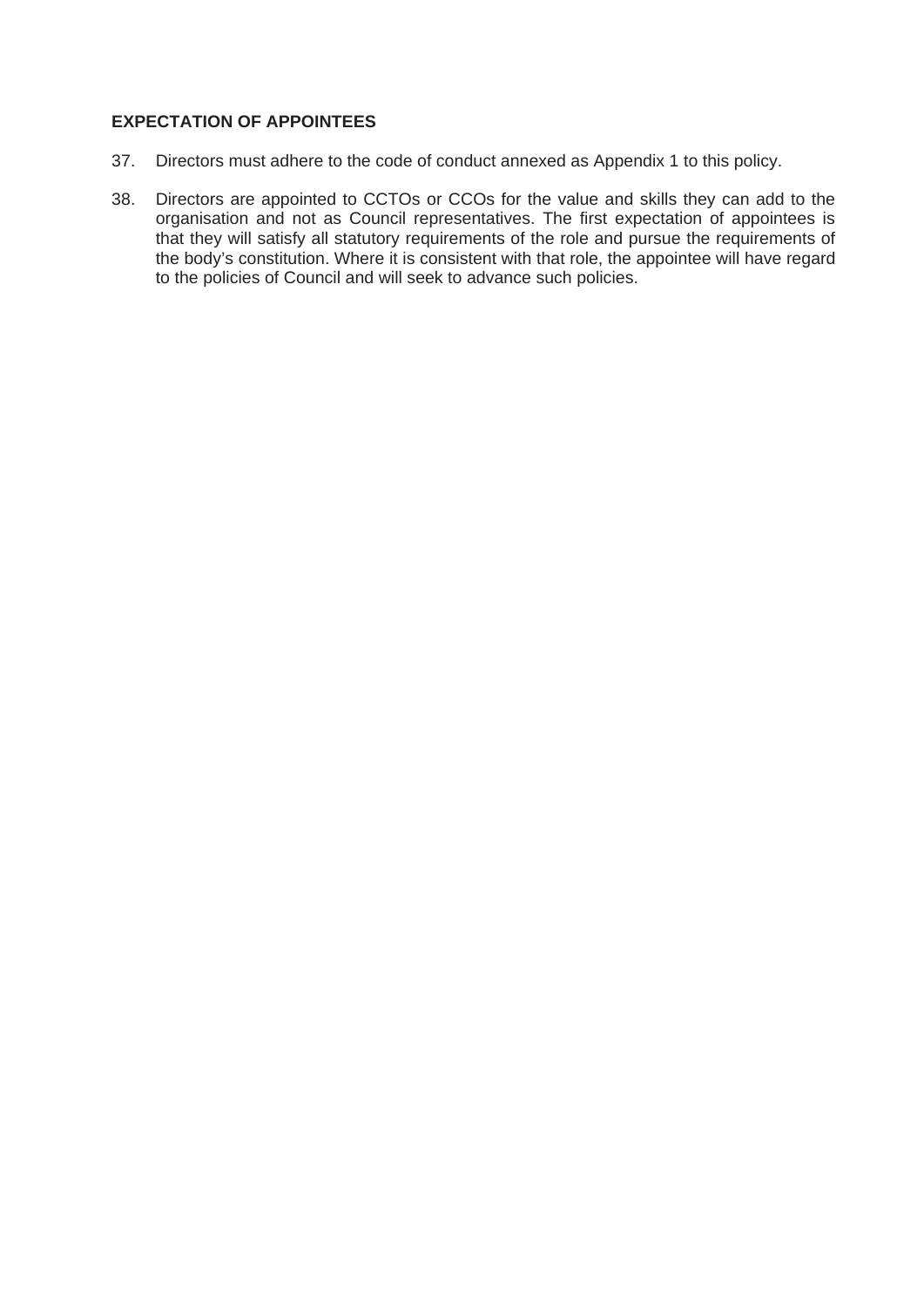## EXPECTATION OF APPOINTEES

37. Directors must adhere to the code of conduct annexed as Appendix 1 to this policy.

38. Directors are appointed to CCTOs or CCOs for the value and skills they can add to the organisation and not as Council representatives. The first expectation of appointees is that they will satisfy all statutory requirements of the role and pursue the requirements of the body's constitution. Where it is consistent with that role, the appointee will have regard to the policies of Council and will seek to advance such policies.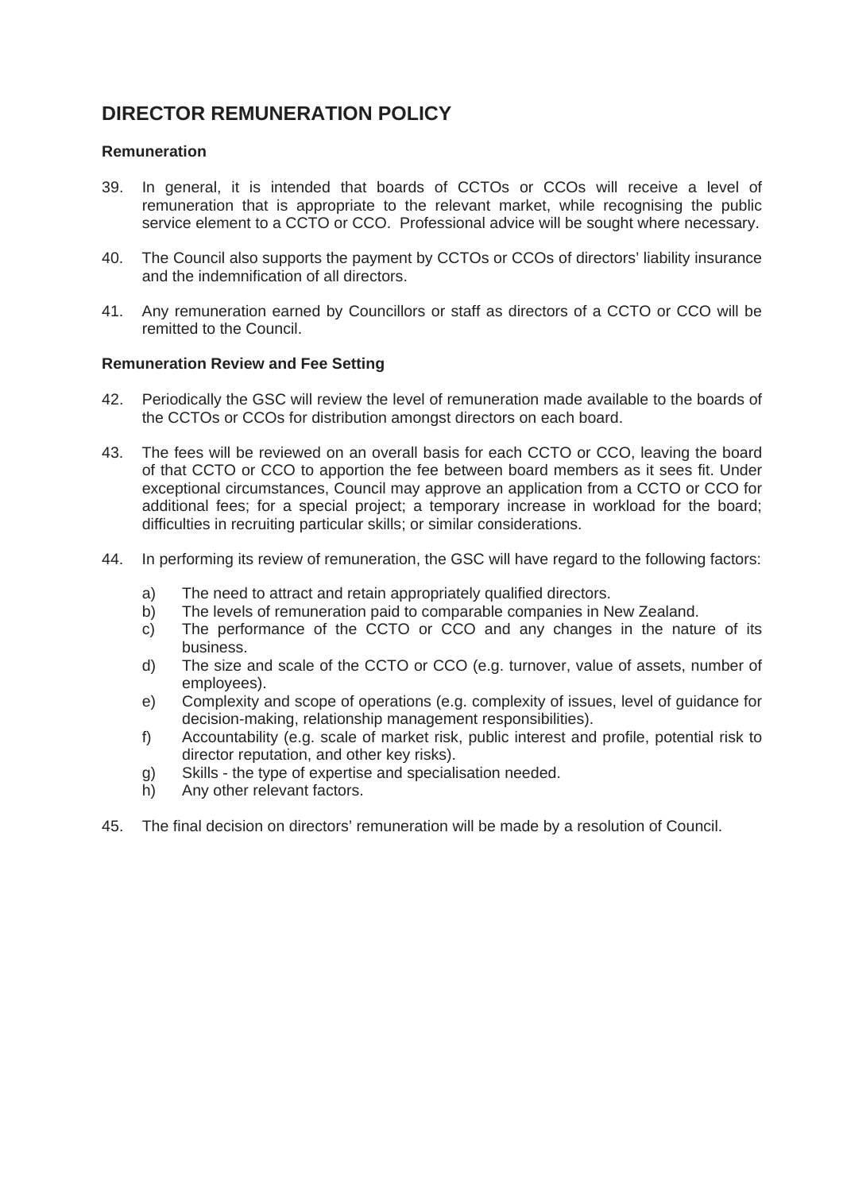# DIRECTOR REMUNERATION POLICY

### Remuneration

39. In general, it is intended that boards of CCTOs or CCOs will receive a level of remuneration that is appropriate to the relevant market, while recognising the public service element to a CCTO or CCO. Professional advice will be sought where necessary.

40. The Council also supports the payment by CCTOs or CCOs of directors' liability insurance and the indemnification of all directors.

41. Any remuneration earned by Councillors or staff as directors of a CCTO or CCO will be remitted to the Council.

### Remuneration Review and Fee Setting

42. Periodically the GSC will review the level of remuneration made available to the boards of the CCTOs or CCOs for distribution amongst directors on each board.

43. The fees will be reviewed on an overall basis for each CCTO or CCO, leaving the board of that CCTO or CCO to apportion the fee between board members as it sees fit. Under exceptional circumstances, Council may approve an application from a CCTO or CCO for additional fees; for a special project; a temporary increase in workload for the board; difficulties in recruiting particular skills; or similar considerations.

44. In performing its review of remuneration, the GSC will have regard to the following factors:

    a) The need to attract and retain appropriately qualified directors.
    b) The levels of remuneration paid to comparable companies in New Zealand.
    c) The performance of the CCTO or CCO and any changes in the nature of its business.
    d) The size and scale of the CCTO or CCO (e.g. turnover, value of assets, number of employees).
    e) Complexity and scope of operations (e.g. complexity of issues, level of guidance for decision-making, relationship management responsibilities).
    f) Accountability (e.g. scale of market risk, public interest and profile, potential risk to director reputation, and other key risks).
    g) Skills - the type of expertise and specialisation needed.
    h) Any other relevant factors.

45. The final decision on directors' remuneration will be made by a resolution of Council.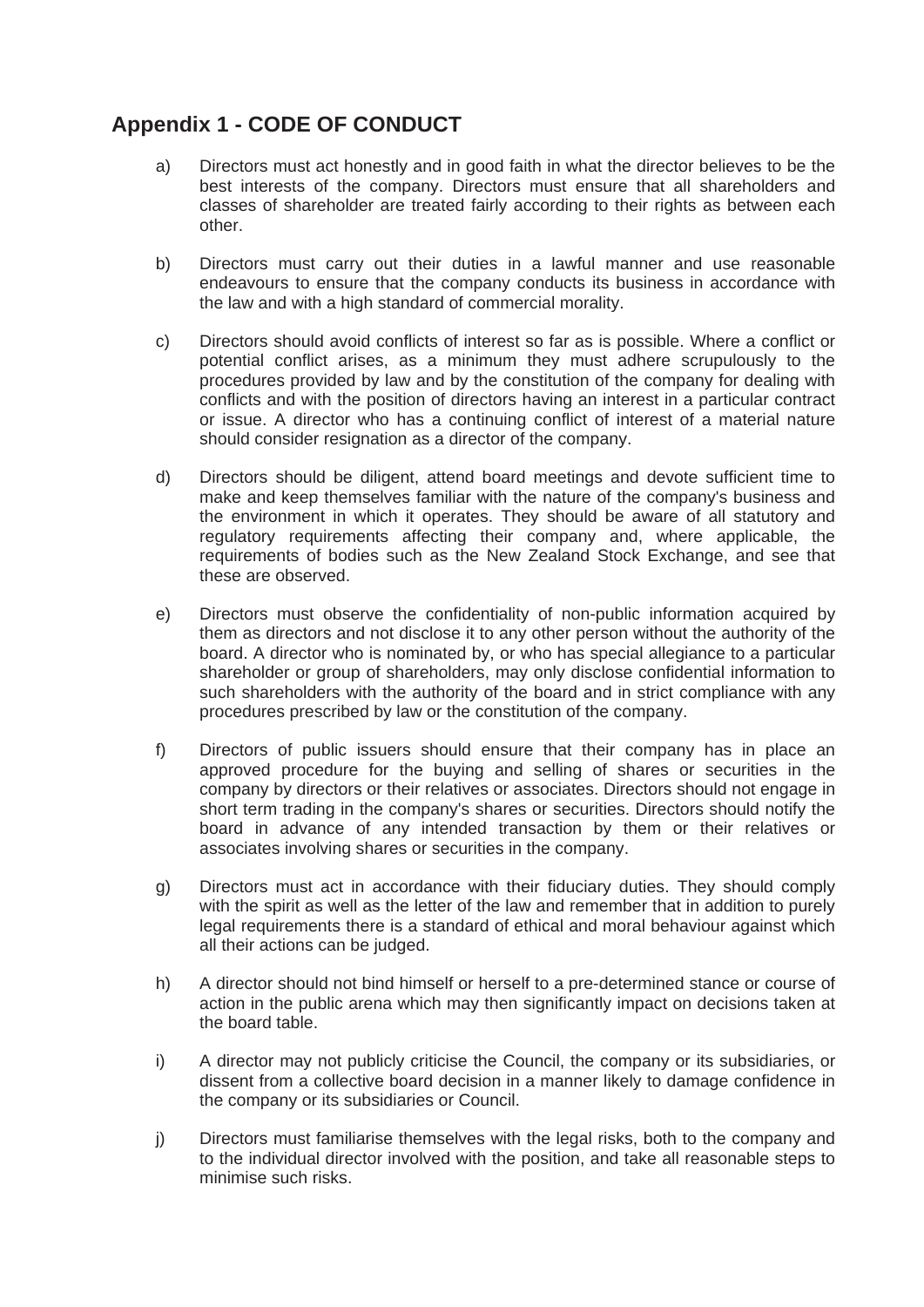## Appendix 1 - CODE OF CONDUCT

a) Directors must act honestly and in good faith in what the director believes to be the best interests of the company. Directors must ensure that all shareholders and classes of shareholder are treated fairly according to their rights as between each other.

b) Directors must carry out their duties in a lawful manner and use reasonable endeavours to ensure that the company conducts its business in accordance with the law and with a high standard of commercial morality.

c) Directors should avoid conflicts of interest so far as is possible. Where a conflict or potential conflict arises, as a minimum they must adhere scrupulously to the procedures provided by law and by the constitution of the company for dealing with conflicts and with the position of directors having an interest in a particular contract or issue. A director who has a continuing conflict of interest of a material nature should consider resignation as a director of the company.

d) Directors should be diligent, attend board meetings and devote sufficient time to make and keep themselves familiar with the nature of the company's business and the environment in which it operates. They should be aware of all statutory and regulatory requirements affecting their company and, where applicable, the requirements of bodies such as the New Zealand Stock Exchange, and see that these are observed.

e) Directors must observe the confidentiality of non-public information acquired by them as directors and not disclose it to any other person without the authority of the board. A director who is nominated by, or who has special allegiance to a particular shareholder or group of shareholders, may only disclose confidential information to such shareholders with the authority of the board and in strict compliance with any procedures prescribed by law or the constitution of the company.

f) Directors of public issuers should ensure that their company has in place an approved procedure for the buying and selling of shares or securities in the company by directors or their relatives or associates. Directors should not engage in short term trading in the company's shares or securities. Directors should notify the board in advance of any intended transaction by them or their relatives or associates involving shares or securities in the company.

g) Directors must act in accordance with their fiduciary duties. They should comply with the spirit as well as the letter of the law and remember that in addition to purely legal requirements there is a standard of ethical and moral behaviour against which all their actions can be judged.

h) A director should not bind himself or herself to a pre-determined stance or course of action in the public arena which may then significantly impact on decisions taken at the board table.

i) A director may not publicly criticise the Council, the company or its subsidiaries, or dissent from a collective board decision in a manner likely to damage confidence in the company or its subsidiaries or Council.

j) Directors must familiarise themselves with the legal risks, both to the company and to the individual director involved with the position, and take all reasonable steps to minimise such risks.